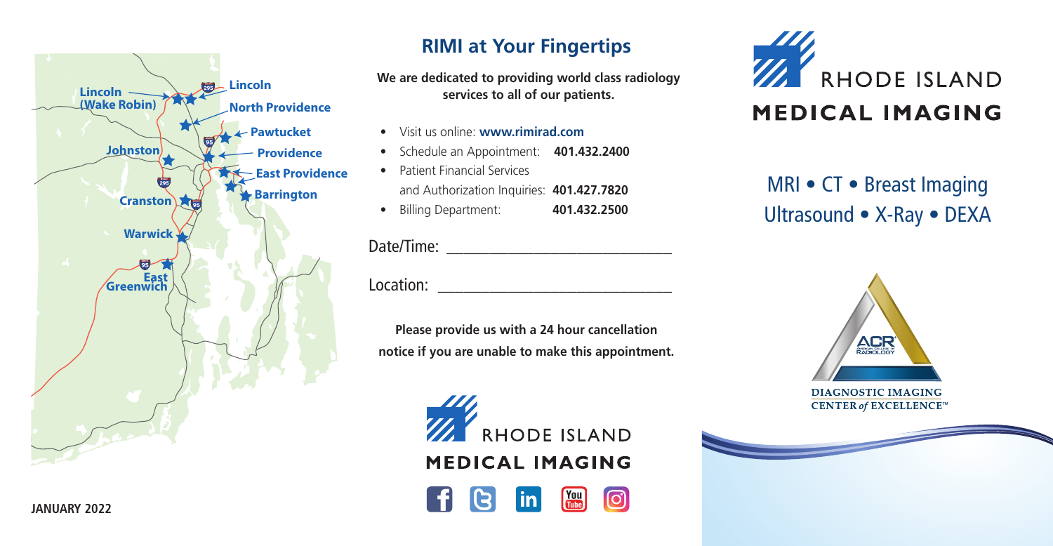Lincoln (Wake Robin)

Lincoln

North Providence

Pawtucket

Johnston

Providence

East Providence

Barrington

Cranston

Warwick

East Greenwich

JANUARY 2022

## RIMI at Your Fingertips

**We are dedicated to providing world class radiology services to all of our patients.**

- Visit us online: **www.rimirad.com**
- Schedule an Appointment: **401.432.2400**
- Patient Financial Services and Authorization Inquiries: **401.427.7820**
- Billing Department: **401.432.2500**

Date/Time: ______________________________

Location: ______________________________

**Please provide us with a 24 hour cancellation notice if you are unable to make this appointment.**

RHODE ISLAND MEDICAL IMAGING

# RHODE ISLAND MEDICAL IMAGING

## MRI • CT • Breast Imaging Ultrasound • X-Ray • DEXA

ACR AMERICAN COLLEGE OF RADIOLOGY

DIAGNOSTIC IMAGING CENTER *of* EXCELLENCE™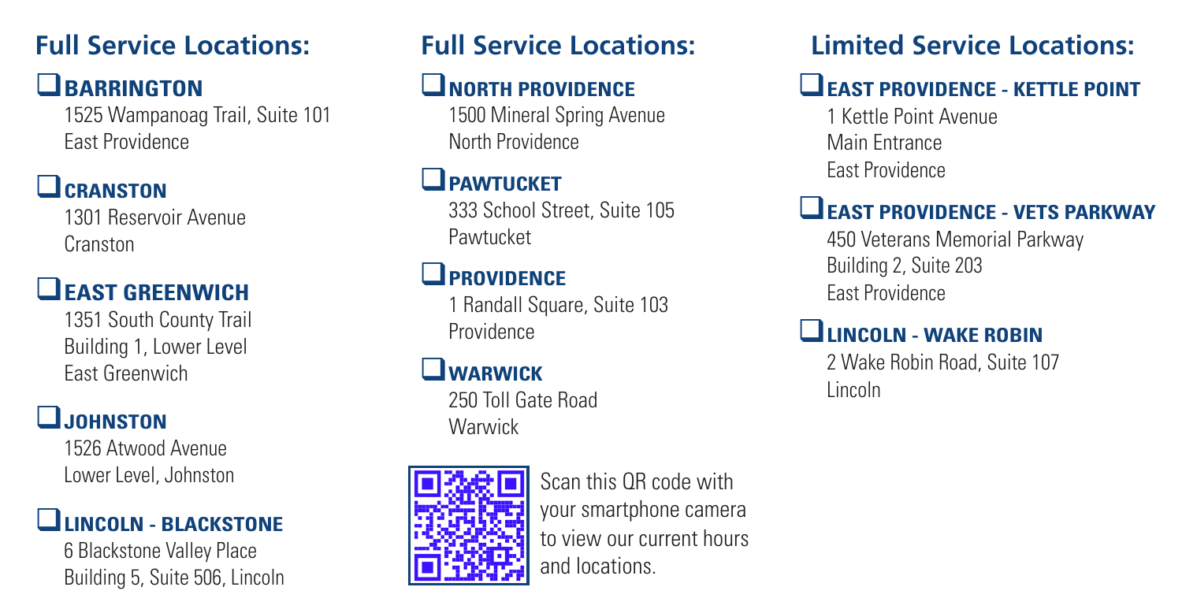## Full Service Locations:

- **BARRINGTON**
  1525 Wampanoag Trail, Suite 101
  East Providence

- **CRANSTON**
  1301 Reservoir Avenue
  Cranston

- **EAST GREENWICH**
  1351 South County Trail
  Building 1, Lower Level
  East Greenwich

- **JOHNSTON**
  1526 Atwood Avenue
  Lower Level, Johnston

- **LINCOLN - BLACKSTONE**
  6 Blackstone Valley Place
  Building 5, Suite 506, Lincoln

## Full Service Locations:

- **NORTH PROVIDENCE**
  1500 Mineral Spring Avenue
  North Providence

- **PAWTUCKET**
  333 School Street, Suite 105
  Pawtucket

- **PROVIDENCE**
  1 Randall Square, Suite 103
  Providence

- **WARWICK**
  250 Toll Gate Road
  Warwick

Scan this QR code with your smartphone camera to view our current hours and locations.

## Limited Service Locations:

- **EAST PROVIDENCE - KETTLE POINT**
  1 Kettle Point Avenue
  Main Entrance
  East Providence

- **EAST PROVIDENCE - VETS PARKWAY**
  450 Veterans Memorial Parkway
  Building 2, Suite 203
  East Providence

- **LINCOLN - WAKE ROBIN**
  2 Wake Robin Road, Suite 107
  Lincoln